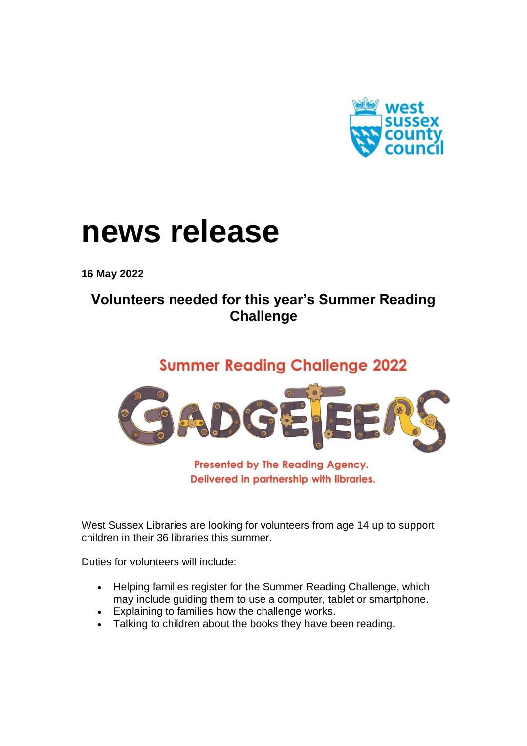# news release

**16 May 2022**

## Volunteers needed for this year's Summer Reading Challenge

Summer Reading Challenge 2022

GADGETEERS

Presented by The Reading Agency.
Delivered in partnership with libraries.

West Sussex Libraries are looking for volunteers from age 14 up to support children in their 36 libraries this summer.

Duties for volunteers will include:

- Helping families register for the Summer Reading Challenge, which may include guiding them to use a computer, tablet or smartphone.
- Explaining to families how the challenge works.
- Talking to children about the books they have been reading.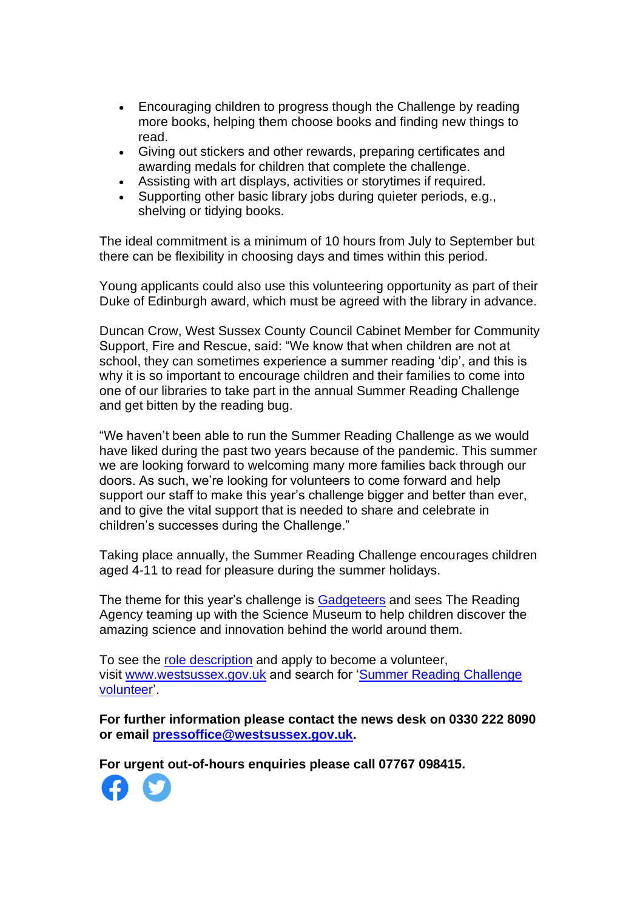- Encouraging children to progress though the Challenge by reading more books, helping them choose books and finding new things to read.
- Giving out stickers and other rewards, preparing certificates and awarding medals for children that complete the challenge.
- Assisting with art displays, activities or storytimes if required.
- Supporting other basic library jobs during quieter periods, e.g., shelving or tidying books.

The ideal commitment is a minimum of 10 hours from July to September but there can be flexibility in choosing days and times within this period.

Young applicants could also use this volunteering opportunity as part of their Duke of Edinburgh award, which must be agreed with the library in advance.

Duncan Crow, West Sussex County Council Cabinet Member for Community Support, Fire and Rescue, said: "We know that when children are not at school, they can sometimes experience a summer reading 'dip', and this is why it is so important to encourage children and their families to come into one of our libraries to take part in the annual Summer Reading Challenge and get bitten by the reading bug.

"We haven't been able to run the Summer Reading Challenge as we would have liked during the past two years because of the pandemic. This summer we are looking forward to welcoming many more families back through our doors. As such, we're looking for volunteers to come forward and help support our staff to make this year's challenge bigger and better than ever, and to give the vital support that is needed to share and celebrate in children's successes during the Challenge."

Taking place annually, the Summer Reading Challenge encourages children aged 4-11 to read for pleasure during the summer holidays.

The theme for this year's challenge is Gadgeteers and sees The Reading Agency teaming up with the Science Museum to help children discover the amazing science and innovation behind the world around them.

To see the role description and apply to become a volunteer, visit www.westsussex.gov.uk and search for 'Summer Reading Challenge volunteer'.

**For further information please contact the news desk on 0330 222 8090 or email pressoffice@westsussex.gov.uk.**

**For urgent out-of-hours enquiries please call 07767 098415.**